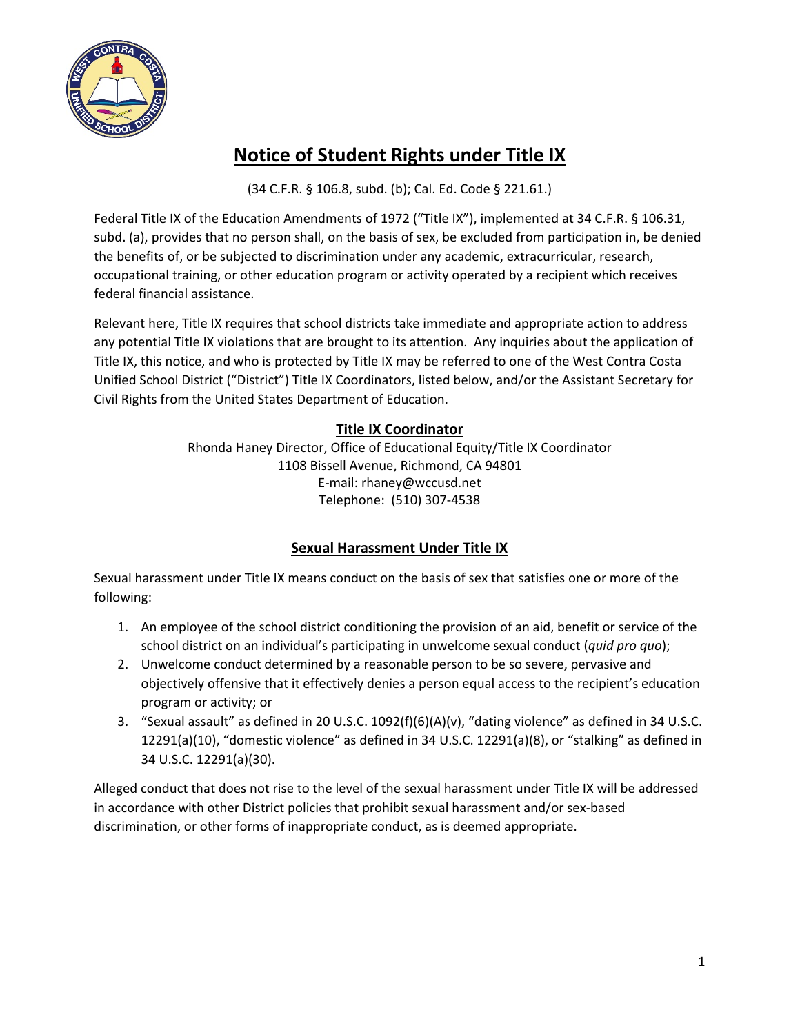# Notice of Student Rights under Title IX

(34 C.F.R. § 106.8, subd. (b); Cal. Ed. Code § 221.61.)

Federal Title IX of the Education Amendments of 1972 ("Title IX"), implemented at 34 C.F.R. § 106.31, subd. (a), provides that no person shall, on the basis of sex, be excluded from participation in, be denied the benefits of, or be subjected to discrimination under any academic, extracurricular, research, occupational training, or other education program or activity operated by a recipient which receives federal financial assistance.

Relevant here, Title IX requires that school districts take immediate and appropriate action to address any potential Title IX violations that are brought to its attention. Any inquiries about the application of Title IX, this notice, and who is protected by Title IX may be referred to one of the West Contra Costa Unified School District ("District") Title IX Coordinators, listed below, and/or the Assistant Secretary for Civil Rights from the United States Department of Education.

## Title IX Coordinator

Rhonda Haney Director, Office of Educational Equity/Title IX Coordinator
1108 Bissell Avenue, Richmond, CA 94801
E-mail: rhaney@wccusd.net
Telephone: (510) 307-4538

## Sexual Harassment Under Title IX

Sexual harassment under Title IX means conduct on the basis of sex that satisfies one or more of the following:

1. An employee of the school district conditioning the provision of an aid, benefit or service of the school district on an individual's participating in unwelcome sexual conduct (*quid pro quo*);
2. Unwelcome conduct determined by a reasonable person to be so severe, pervasive and objectively offensive that it effectively denies a person equal access to the recipient's education program or activity; or
3. "Sexual assault" as defined in 20 U.S.C. 1092(f)(6)(A)(v), "dating violence" as defined in 34 U.S.C. 12291(a)(10), "domestic violence" as defined in 34 U.S.C. 12291(a)(8), or "stalking" as defined in 34 U.S.C. 12291(a)(30).

Alleged conduct that does not rise to the level of the sexual harassment under Title IX will be addressed in accordance with other District policies that prohibit sexual harassment and/or sex-based discrimination, or other forms of inappropriate conduct, as is deemed appropriate.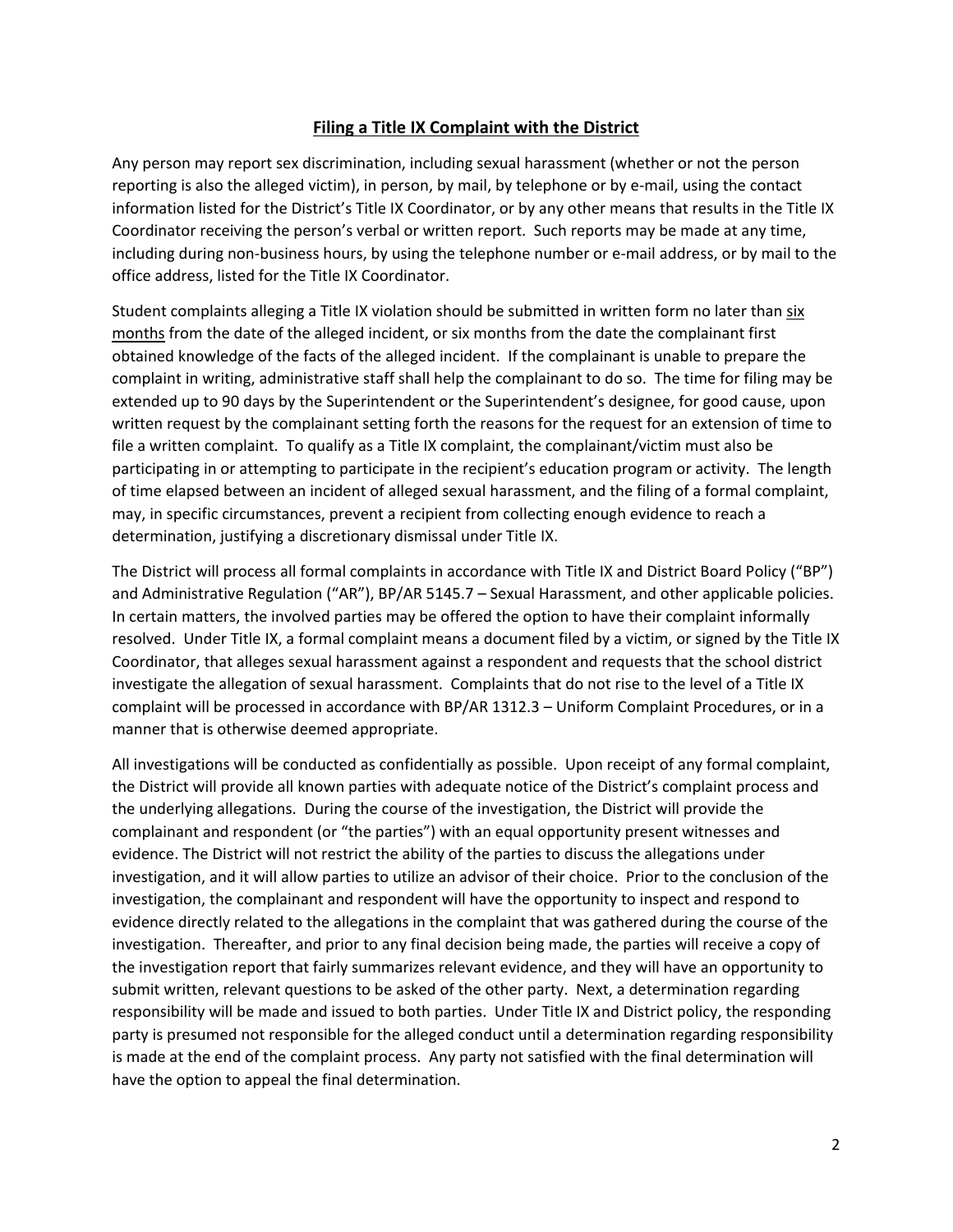## <u>Filing a Title IX Complaint with the District</u>

Any person may report sex discrimination, including sexual harassment (whether or not the person reporting is also the alleged victim), in person, by mail, by telephone or by e-mail, using the contact information listed for the District's Title IX Coordinator, or by any other means that results in the Title IX Coordinator receiving the person's verbal or written report. Such reports may be made at any time, including during non-business hours, by using the telephone number or e-mail address, or by mail to the office address, listed for the Title IX Coordinator.

Student complaints alleging a Title IX violation should be submitted in written form no later than <u>six months</u> from the date of the alleged incident, or six months from the date the complainant first obtained knowledge of the facts of the alleged incident. If the complainant is unable to prepare the complaint in writing, administrative staff shall help the complainant to do so. The time for filing may be extended up to 90 days by the Superintendent or the Superintendent's designee, for good cause, upon written request by the complainant setting forth the reasons for the request for an extension of time to file a written complaint. To qualify as a Title IX complaint, the complainant/victim must also be participating in or attempting to participate in the recipient's education program or activity. The length of time elapsed between an incident of alleged sexual harassment, and the filing of a formal complaint, may, in specific circumstances, prevent a recipient from collecting enough evidence to reach a determination, justifying a discretionary dismissal under Title IX.

The District will process all formal complaints in accordance with Title IX and District Board Policy ("BP") and Administrative Regulation ("AR"), BP/AR 5145.7 – Sexual Harassment, and other applicable policies. In certain matters, the involved parties may be offered the option to have their complaint informally resolved. Under Title IX, a formal complaint means a document filed by a victim, or signed by the Title IX Coordinator, that alleges sexual harassment against a respondent and requests that the school district investigate the allegation of sexual harassment. Complaints that do not rise to the level of a Title IX complaint will be processed in accordance with BP/AR 1312.3 – Uniform Complaint Procedures, or in a manner that is otherwise deemed appropriate.

All investigations will be conducted as confidentially as possible. Upon receipt of any formal complaint, the District will provide all known parties with adequate notice of the District's complaint process and the underlying allegations. During the course of the investigation, the District will provide the complainant and respondent (or "the parties") with an equal opportunity present witnesses and evidence. The District will not restrict the ability of the parties to discuss the allegations under investigation, and it will allow parties to utilize an advisor of their choice. Prior to the conclusion of the investigation, the complainant and respondent will have the opportunity to inspect and respond to evidence directly related to the allegations in the complaint that was gathered during the course of the investigation. Thereafter, and prior to any final decision being made, the parties will receive a copy of the investigation report that fairly summarizes relevant evidence, and they will have an opportunity to submit written, relevant questions to be asked of the other party. Next, a determination regarding responsibility will be made and issued to both parties. Under Title IX and District policy, the responding party is presumed not responsible for the alleged conduct until a determination regarding responsibility is made at the end of the complaint process. Any party not satisfied with the final determination will have the option to appeal the final determination.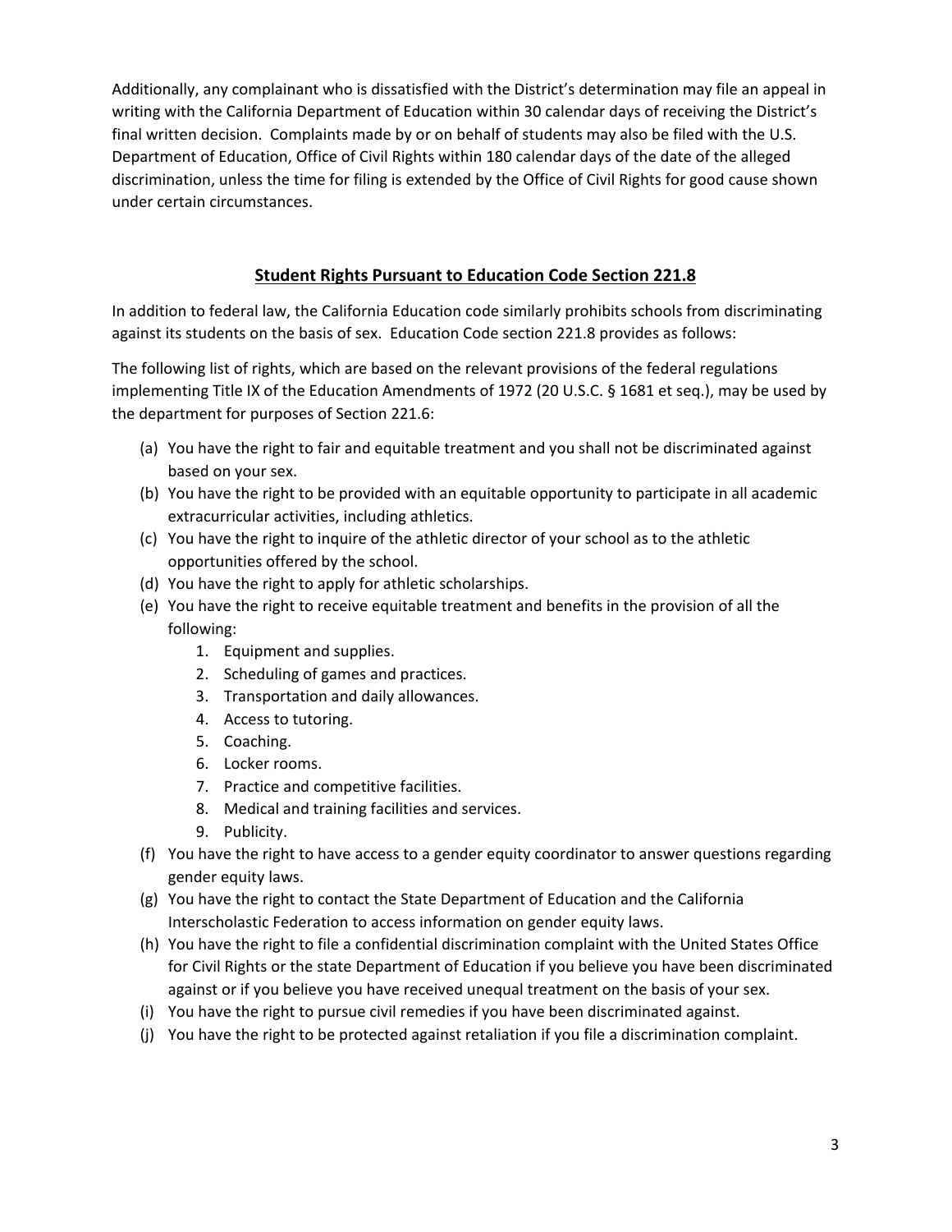Additionally, any complainant who is dissatisfied with the District's determination may file an appeal in writing with the California Department of Education within 30 calendar days of receiving the District's final written decision. Complaints made by or on behalf of students may also be filed with the U.S. Department of Education, Office of Civil Rights within 180 calendar days of the date of the alleged discrimination, unless the time for filing is extended by the Office of Civil Rights for good cause shown under certain circumstances.

## **Student Rights Pursuant to Education Code Section 221.8**

In addition to federal law, the California Education code similarly prohibits schools from discriminating against its students on the basis of sex. Education Code section 221.8 provides as follows:

The following list of rights, which are based on the relevant provisions of the federal regulations implementing Title IX of the Education Amendments of 1972 (20 U.S.C. § 1681 et seq.), may be used by the department for purposes of Section 221.6:

- (a) You have the right to fair and equitable treatment and you shall not be discriminated against based on your sex.
- (b) You have the right to be provided with an equitable opportunity to participate in all academic extracurricular activities, including athletics.
- (c) You have the right to inquire of the athletic director of your school as to the athletic opportunities offered by the school.
- (d) You have the right to apply for athletic scholarships.
- (e) You have the right to receive equitable treatment and benefits in the provision of all the following:
    1. Equipment and supplies.
    2. Scheduling of games and practices.
    3. Transportation and daily allowances.
    4. Access to tutoring.
    5. Coaching.
    6. Locker rooms.
    7. Practice and competitive facilities.
    8. Medical and training facilities and services.
    9. Publicity.
- (f) You have the right to have access to a gender equity coordinator to answer questions regarding gender equity laws.
- (g) You have the right to contact the State Department of Education and the California Interscholastic Federation to access information on gender equity laws.
- (h) You have the right to file a confidential discrimination complaint with the United States Office for Civil Rights or the state Department of Education if you believe you have been discriminated against or if you believe you have received unequal treatment on the basis of your sex.
- (i) You have the right to pursue civil remedies if you have been discriminated against.
- (j) You have the right to be protected against retaliation if you file a discrimination complaint.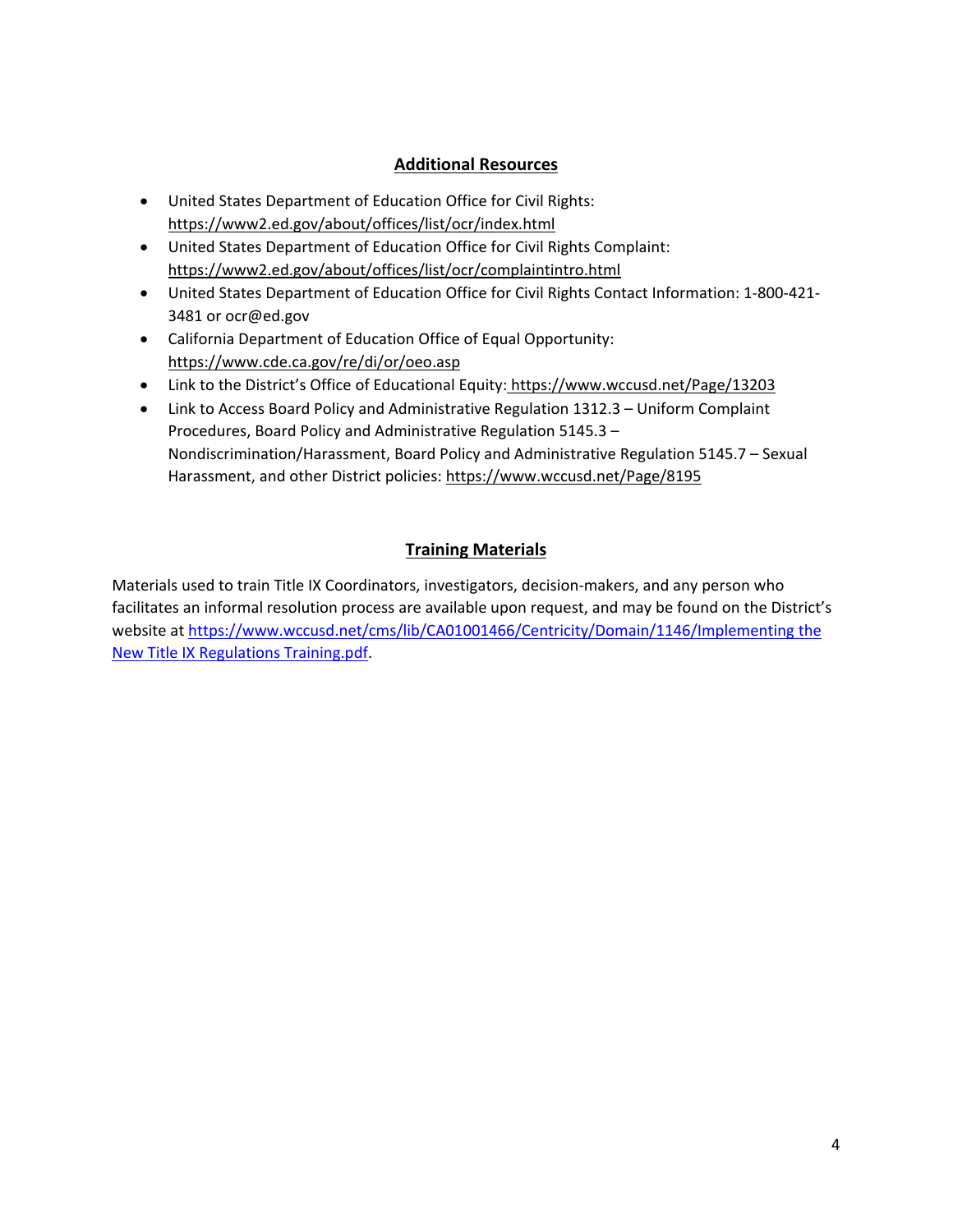## Additional Resources

- United States Department of Education Office for Civil Rights: https://www2.ed.gov/about/offices/list/ocr/index.html
- United States Department of Education Office for Civil Rights Complaint: https://www2.ed.gov/about/offices/list/ocr/complaintintro.html
- United States Department of Education Office for Civil Rights Contact Information: 1-800-421-3481 or ocr@ed.gov
- California Department of Education Office of Equal Opportunity: https://www.cde.ca.gov/re/di/or/oeo.asp
- Link to the District's Office of Educational Equity: https://www.wccusd.net/Page/13203
- Link to Access Board Policy and Administrative Regulation 1312.3 – Uniform Complaint Procedures, Board Policy and Administrative Regulation 5145.3 – Nondiscrimination/Harassment, Board Policy and Administrative Regulation 5145.7 – Sexual Harassment, and other District policies: https://www.wccusd.net/Page/8195

## Training Materials

Materials used to train Title IX Coordinators, investigators, decision-makers, and any person who facilitates an informal resolution process are available upon request, and may be found on the District's website at https://www.wccusd.net/cms/lib/CA01001466/Centricity/Domain/1146/Implementing the New Title IX Regulations Training.pdf.